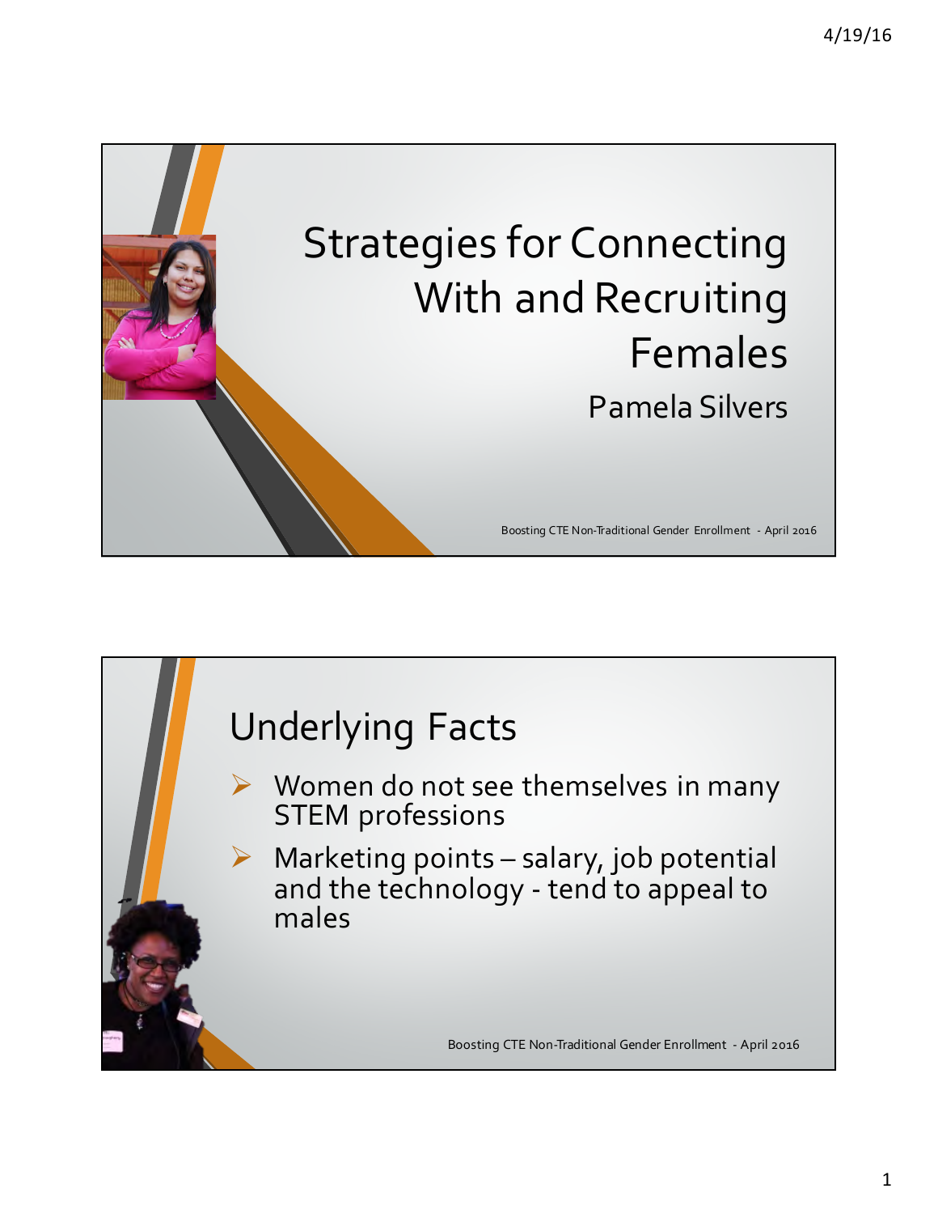# Strategies for Connecting With and Recruiting Females

Pamela Silvers

Boosting CTE Non-Traditional Gender Enrollment - April 2016

## Underlying Facts

- Women do not see themselves in many STEM professions
- Marketing points – salary, job potential and the technology - tend to appeal to males

Boosting CTE Non-Traditional Gender Enrollment - April 2016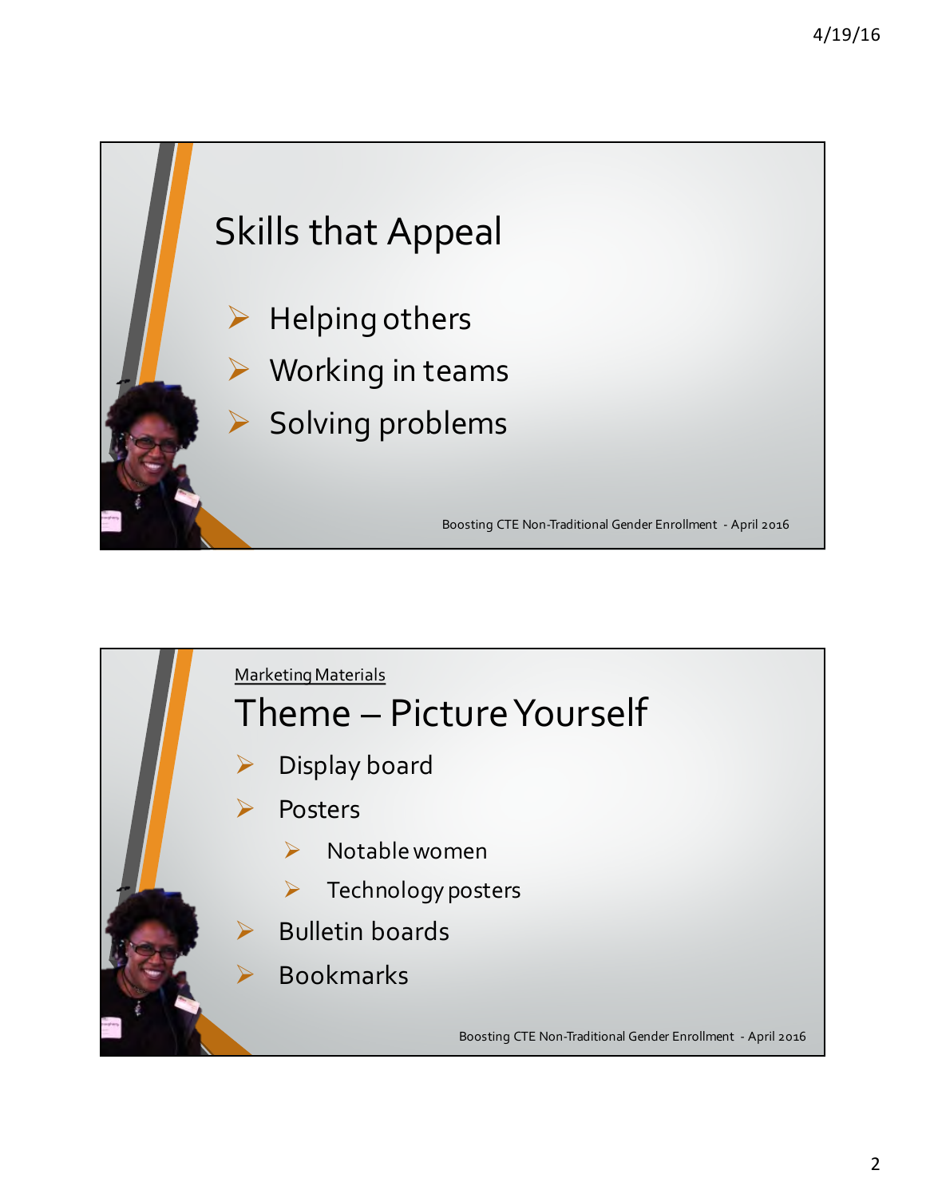## Skills that Appeal

- Helping others
- Working in teams
- Solving problems

Boosting CTE Non-Traditional Gender Enrollment - April 2016

Marketing Materials

## Theme – Picture Yourself

- Display board
- Posters
  - Notable women
  - Technology posters
- Bulletin boards
- Bookmarks

Boosting CTE Non-Traditional Gender Enrollment - April 2016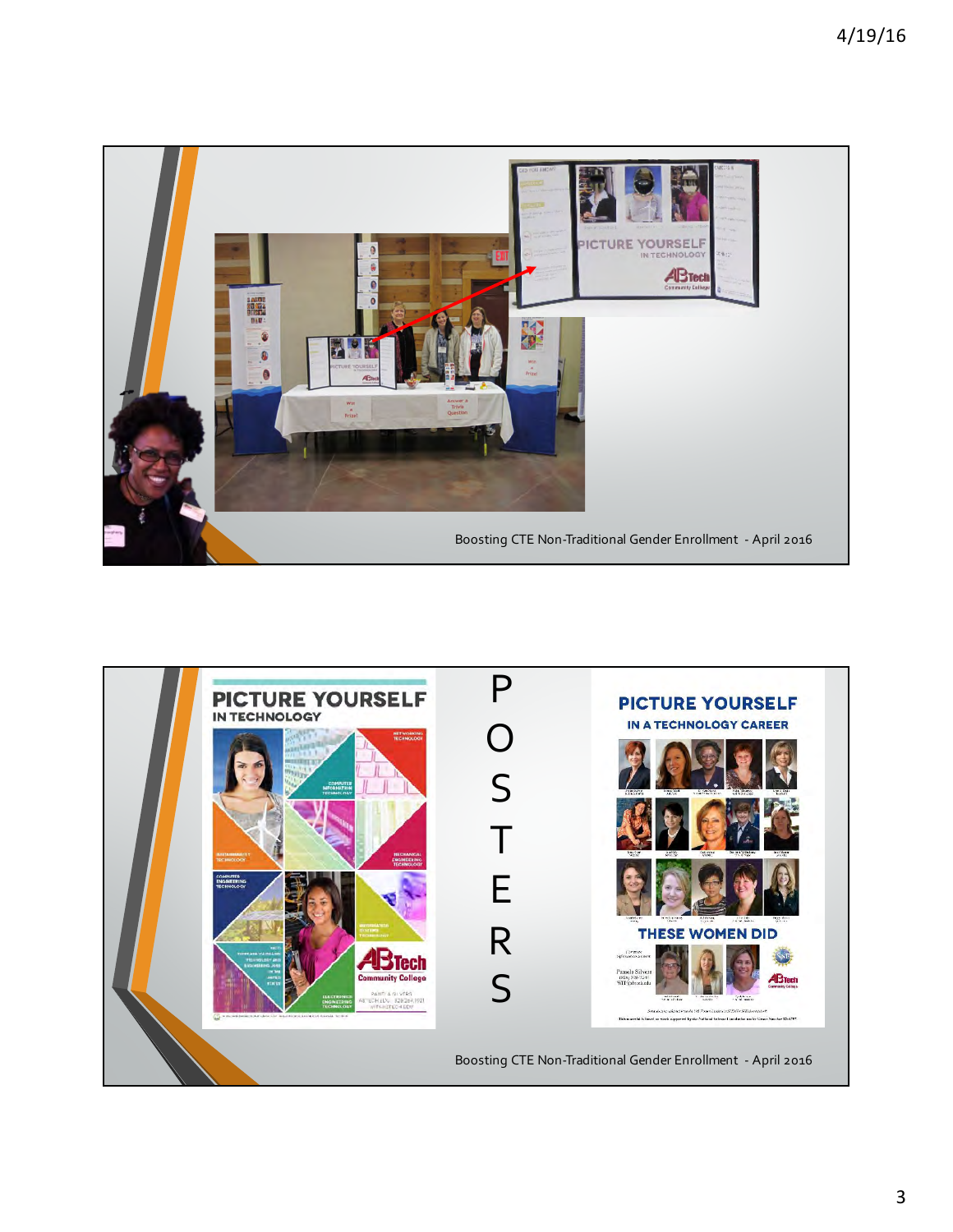Boosting CTE Non-Traditional Gender Enrollment - April 2016

P
O
S
T
E
R
S

Boosting CTE Non-Traditional Gender Enrollment - April 2016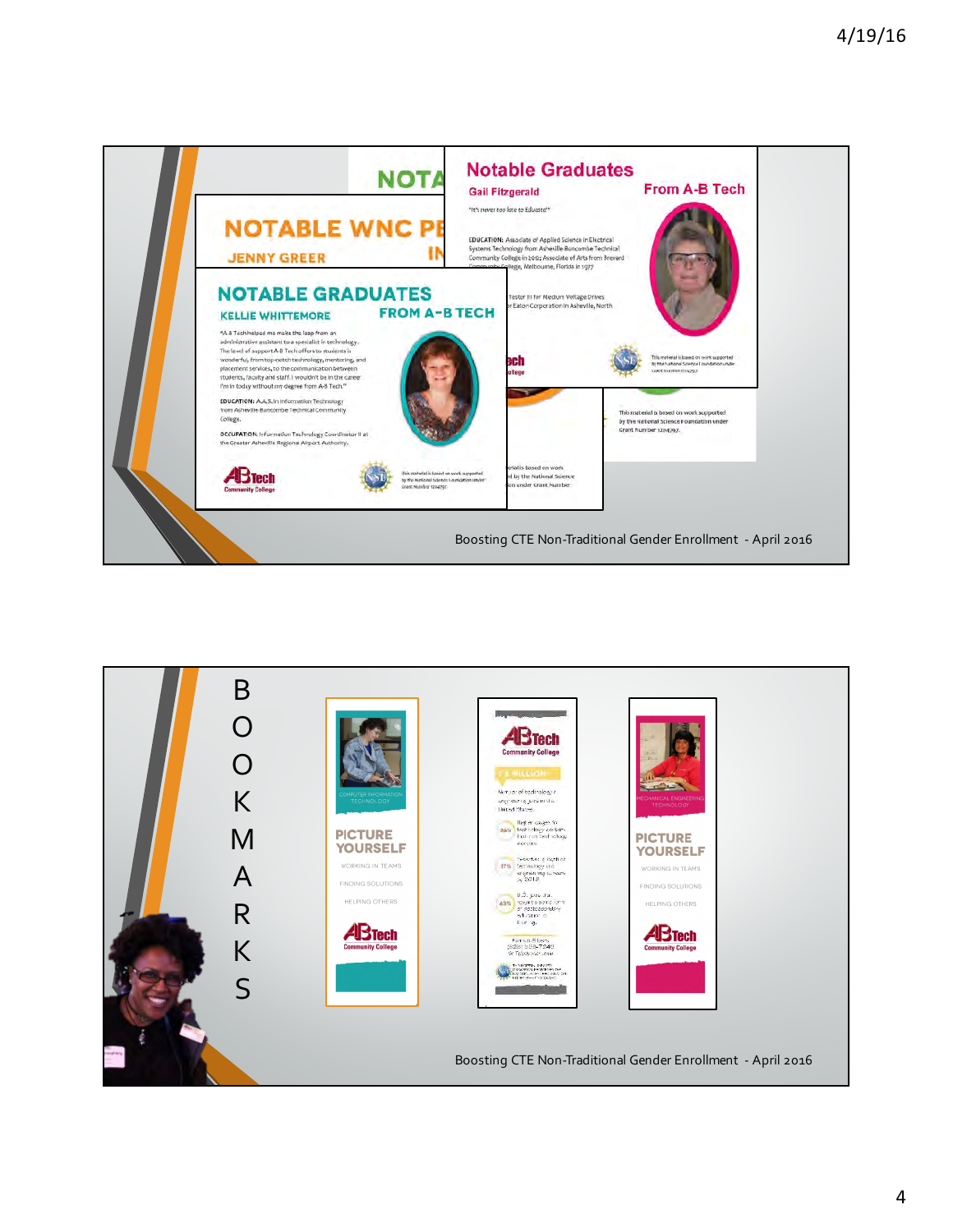## Notable Graduates

**Gail Fitzgerald** — From A-B Tech

"It's never too late to Educate!"

EDUCATION: Associate of Applied Science in Electrical Systems Technology from Asheville Buncombe Technical Community College in 2013; Associate of Arts from Brevard Community College, Melbourne, Florida in 1977

...Tester III for Medium Voltage Drives ...r Eaton Corporation in Asheville, North...

This material is based on work supported by the National Science Foundation under Grant Number 1204797.

## NOTABLE WNC PE...

**JENNY GREER**

## NOTABLE GRADUATES

**KELLIE WHITTEMORE** — FROM A-B TECH

"A-B Tech helped me make the leap from an administrative assistant to a specialist in technology. The level of support A-B Tech offers to students is wonderful, from top-notch technology, mentoring, and placement services, to the communication between students, faculty and staff. I wouldn't be in the career I'm in today without my degree from A-B Tech."

EDUCATION: A.A.S. in Information Technology from Asheville-Buncombe Technical Community College.

OCCUPATION: Information Technology Coordinator II at the Greater Asheville Regional Airport Authority.

A-B Tech Community College

This material is based on work supported by the National Science Foundation under Grant Number 1204797.

Boosting CTE Non-Traditional Gender Enrollment - April 2016

---

## BOOKMARKS

COMPUTER INFORMATION TECHNOLOGY

PICTURE YOURSELF

WORKING IN TEAMS

FINDING SOLUTIONS

HELPING OTHERS

A-B Tech Community College

A-B Tech Community College

1.4 MILLION

MECHANICAL ENGINEERING TECHNOLOGY

PICTURE YOURSELF

WORKING IN TEAMS

FINDING SOLUTIONS

HELPING OTHERS

A-B Tech Community College

Boosting CTE Non-Traditional Gender Enrollment - April 2016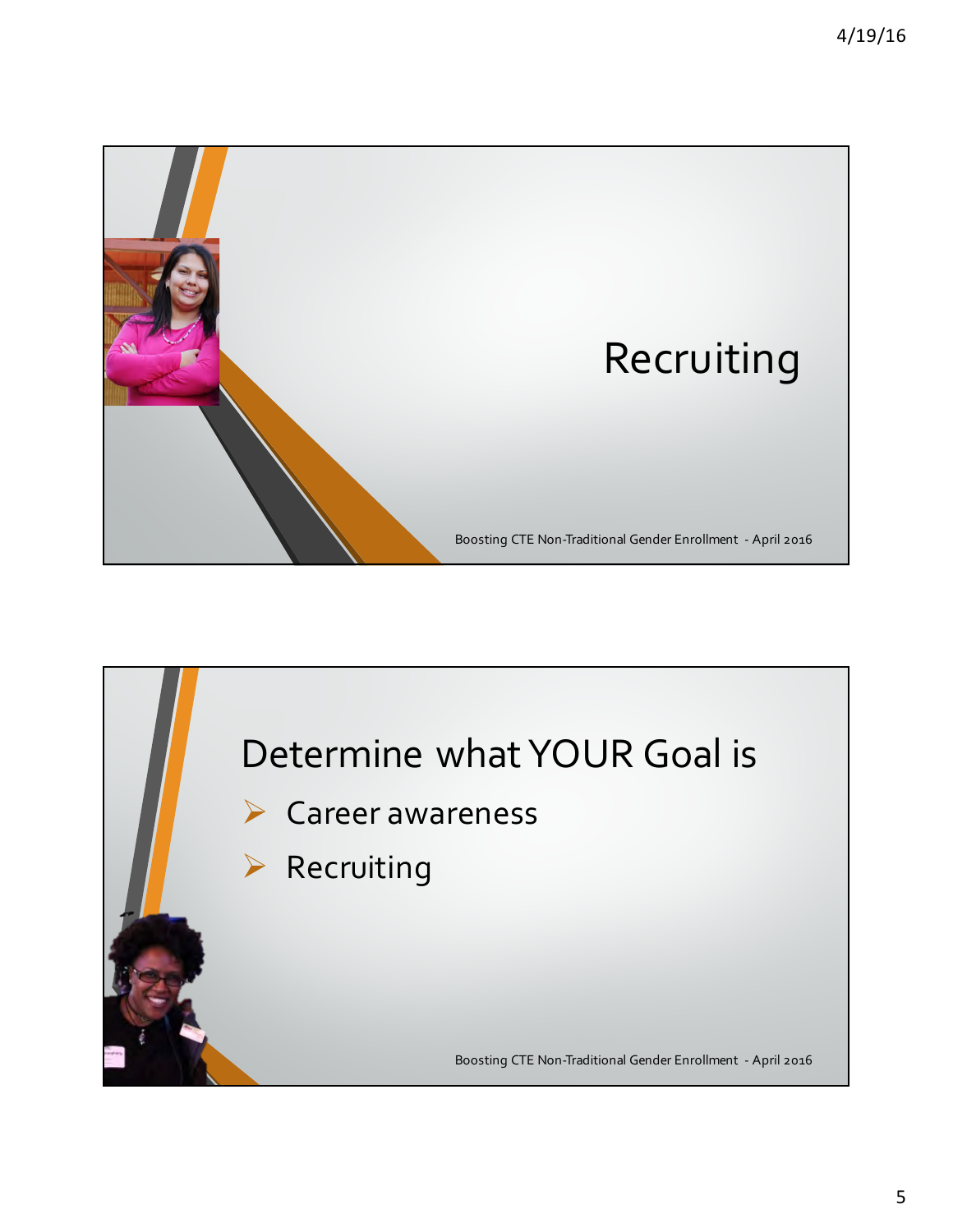# Recruiting

Boosting CTE Non-Traditional Gender Enrollment - April 2016

## Determine what YOUR Goal is

- Career awareness
- Recruiting

Boosting CTE Non-Traditional Gender Enrollment - April 2016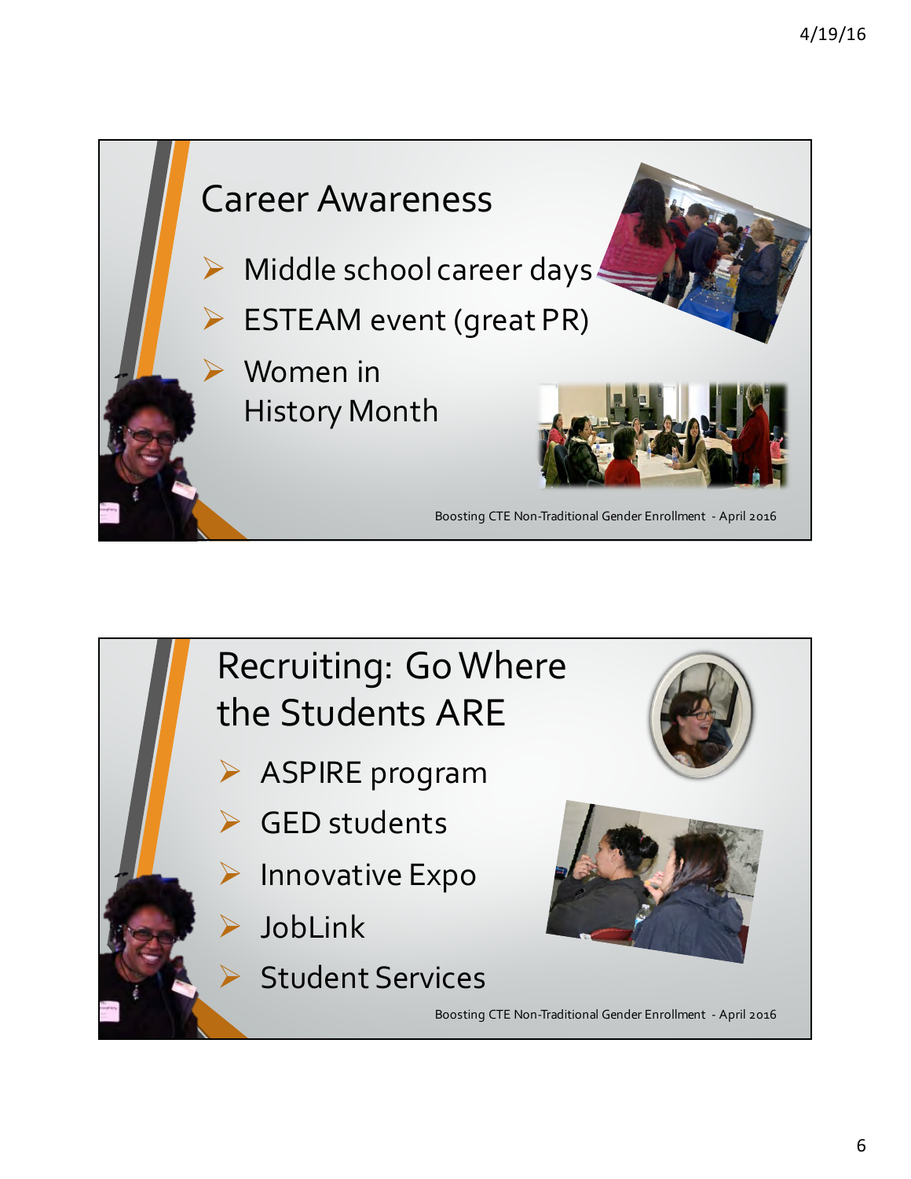## Career Awareness

- Middle school career days
- ESTEAM event (great PR)
- Women in History Month

Boosting CTE Non-Traditional Gender Enrollment - April 2016

## Recruiting: Go Where the Students ARE

- ASPIRE program
- GED students
- Innovative Expo
- JobLink
- Student Services

Boosting CTE Non-Traditional Gender Enrollment - April 2016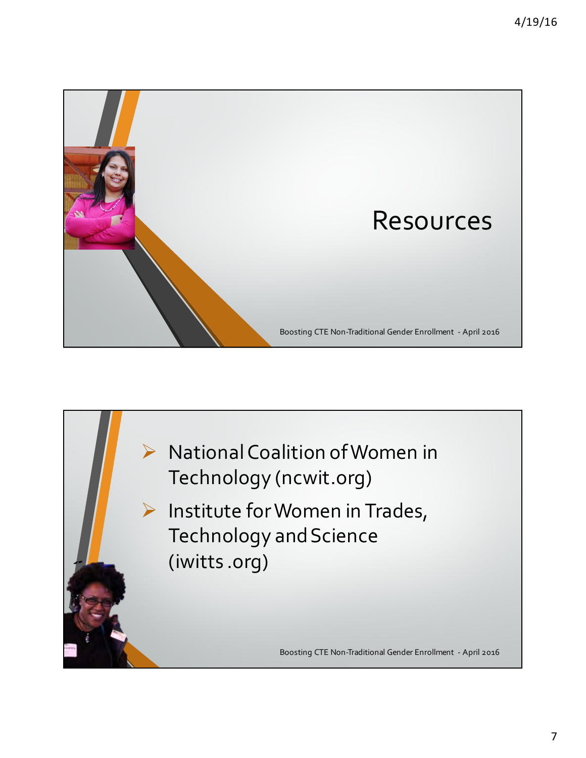# Resources

Boosting CTE Non-Traditional Gender Enrollment - April 2016

- National Coalition of Women in Technology (ncwit.org)
- Institute for Women in Trades, Technology and Science (iwitts .org)

Boosting CTE Non-Traditional Gender Enrollment - April 2016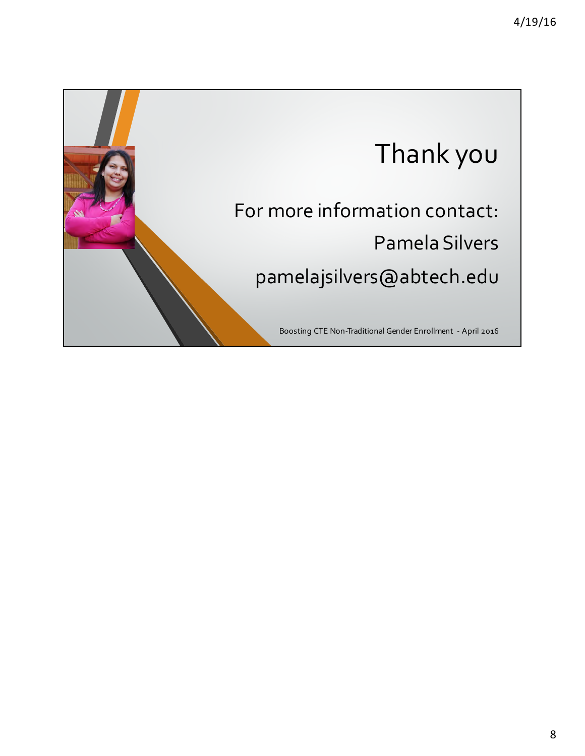# Thank you

For more information contact:

Pamela Silvers

pamelajsilvers@abtech.edu

Boosting CTE Non-Traditional Gender Enrollment - April 2016